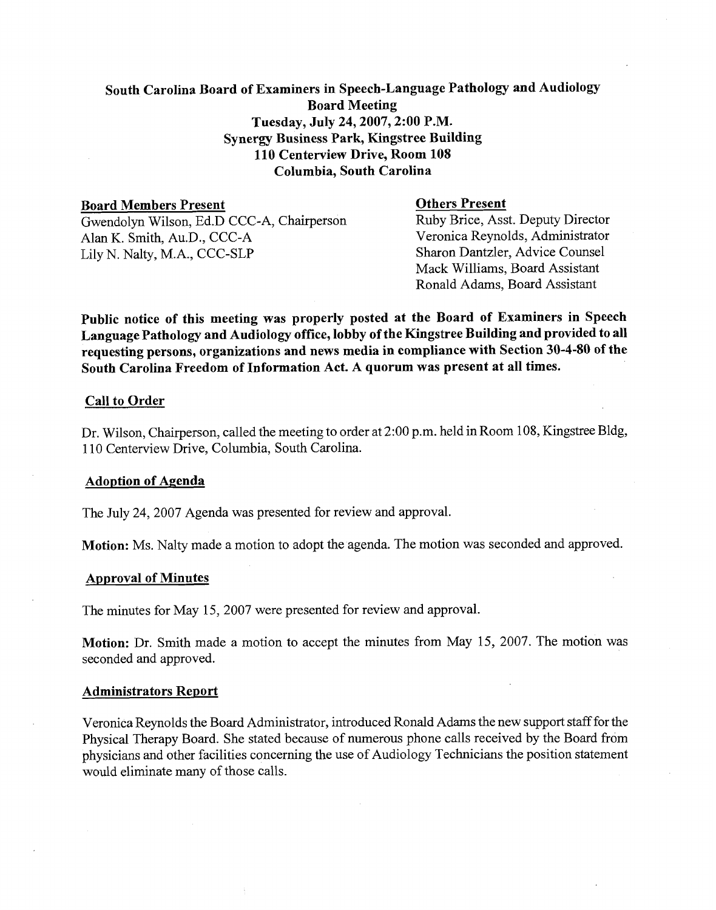# South Carolina Board of Examiners in Speech-Language Pathology and Audiology
## Board Meeting
**Tuesday, July 24, 2007, 2:00 P.M.**
**Synergy Business Park, Kingstree Building**
**110 Centerview Drive, Room 108**
**Columbia, South Carolina**

**Board Members Present**
Gwendolyn Wilson, Ed.D CCC-A, Chairperson
Alan K. Smith, Au.D., CCC-A
Lily N. Nalty, M.A., CCC-SLP

**Others Present**
Ruby Brice, Asst. Deputy Director
Veronica Reynolds, Administrator
Sharon Dantzler, Advice Counsel
Mack Williams, Board Assistant
Ronald Adams, Board Assistant

**Public notice of this meeting was properly posted at the Board of Examiners in Speech Language Pathology and Audiology office, lobby of the Kingstree Building and provided to all requesting persons, organizations and news media in compliance with Section 30-4-80 of the South Carolina Freedom of Information Act. A quorum was present at all times.**

### Call to Order

Dr. Wilson, Chairperson, called the meeting to order at 2:00 p.m. held in Room 108, Kingstree Bldg, 110 Centerview Drive, Columbia, South Carolina.

### Adoption of Agenda

The July 24, 2007 Agenda was presented for review and approval.

**Motion:** Ms. Nalty made a motion to adopt the agenda. The motion was seconded and approved.

### Approval of Minutes

The minutes for May 15, 2007 were presented for review and approval.

**Motion:** Dr. Smith made a motion to accept the minutes from May 15, 2007. The motion was seconded and approved.

### Administrators Report

Veronica Reynolds the Board Administrator, introduced Ronald Adams the new support staff for the Physical Therapy Board. She stated because of numerous phone calls received by the Board from physicians and other facilities concerning the use of Audiology Technicians the position statement would eliminate many of those calls.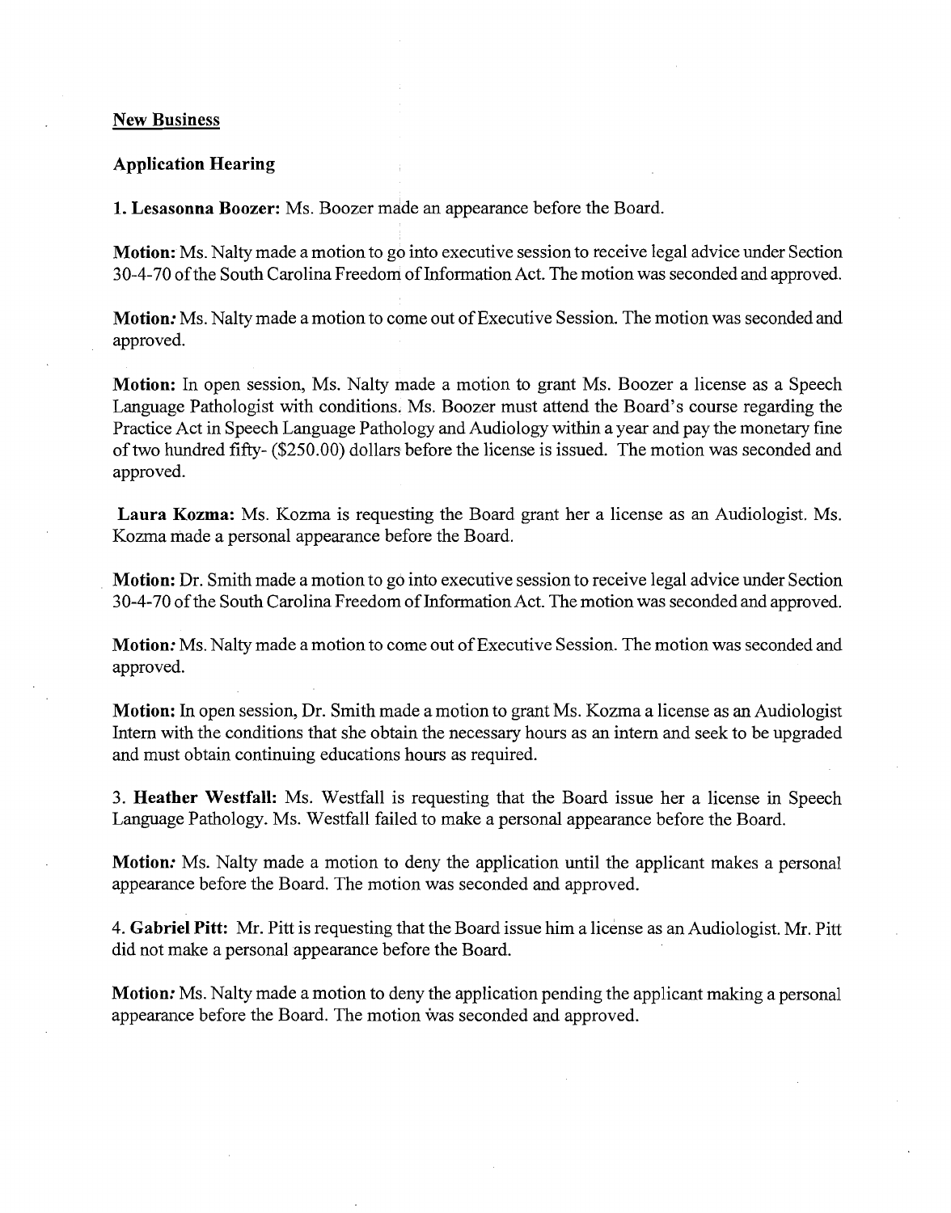**New Business**

**Application Hearing**

**1. Lesasonna Boozer:** Ms. Boozer made an appearance before the Board.

**Motion:** Ms. Nalty made a motion to go into executive session to receive legal advice under Section 30-4-70 of the South Carolina Freedom of Information Act. The motion was seconded and approved.

**Motion:** Ms. Nalty made a motion to come out of Executive Session. The motion was seconded and approved.

**Motion:** In open session, Ms. Nalty made a motion to grant Ms. Boozer a license as a Speech Language Pathologist with conditions. Ms. Boozer must attend the Board's course regarding the Practice Act in Speech Language Pathology and Audiology within a year and pay the monetary fine of two hundred fifty- ($250.00) dollars before the license is issued. The motion was seconded and approved.

**Laura Kozma:** Ms. Kozma is requesting the Board grant her a license as an Audiologist. Ms. Kozma made a personal appearance before the Board.

**Motion:** Dr. Smith made a motion to go into executive session to receive legal advice under Section 30-4-70 of the South Carolina Freedom of Information Act. The motion was seconded and approved.

**Motion:** Ms. Nalty made a motion to come out of Executive Session. The motion was seconded and approved.

**Motion:** In open session, Dr. Smith made a motion to grant Ms. Kozma a license as an Audiologist Intern with the conditions that she obtain the necessary hours as an intern and seek to be upgraded and must obtain continuing educations hours as required.

3. **Heather Westfall:** Ms. Westfall is requesting that the Board issue her a license in Speech Language Pathology. Ms. Westfall failed to make a personal appearance before the Board.

**Motion:** Ms. Nalty made a motion to deny the application until the applicant makes a personal appearance before the Board. The motion was seconded and approved.

4. **Gabriel Pitt:** Mr. Pitt is requesting that the Board issue him a license as an Audiologist. Mr. Pitt did not make a personal appearance before the Board.

**Motion:** Ms. Nalty made a motion to deny the application pending the applicant making a personal appearance before the Board. The motion was seconded and approved.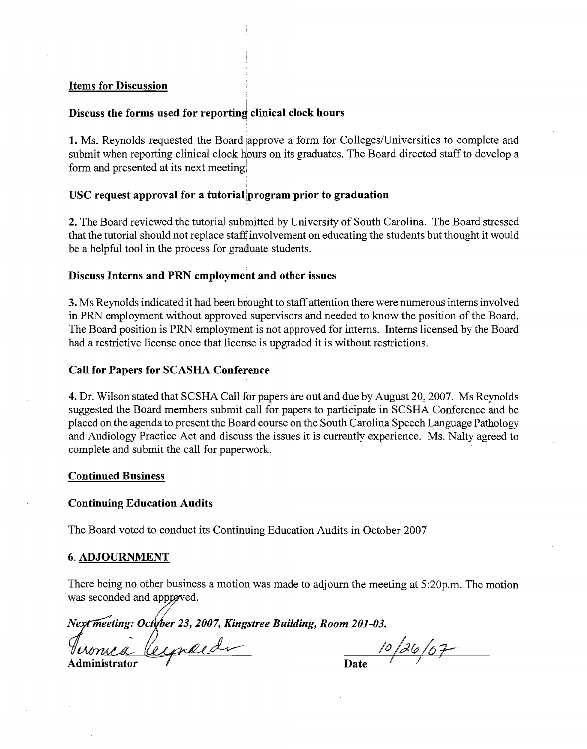## Items for Discussion

### Discuss the forms used for reporting clinical clock hours

**1.** Ms. Reynolds requested the Board approve a form for Colleges/Universities to complete and submit when reporting clinical clock hours on its graduates. The Board directed staff to develop a form and presented at its next meeting.

### USC request approval for a tutorial program prior to graduation

**2.** The Board reviewed the tutorial submitted by University of South Carolina. The Board stressed that the tutorial should not replace staff involvement on educating the students but thought it would be a helpful tool in the process for graduate students.

### Discuss Interns and PRN employment and other issues

**3.** Ms Reynolds indicated it had been brought to staff attention there were numerous interns involved in PRN employment without approved supervisors and needed to know the position of the Board. The Board position is PRN employment is not approved for interns. Interns licensed by the Board had a restrictive license once that license is upgraded it is without restrictions.

### Call for Papers for SCASHA Conference

**4.** Dr. Wilson stated that SCSHA Call for papers are out and due by August 20, 2007. Ms Reynolds suggested the Board members submit call for papers to participate in SCSHA Conference and be placed on the agenda to present the Board course on the South Carolina Speech Language Pathology and Audiology Practice Act and discuss the issues it is currently experience. Ms. Nalty agreed to complete and submit the call for paperwork.

## Continued Business

### Continuing Education Audits

The Board voted to conduct its Continuing Education Audits in October 2007

## 6. ADJOURNMENT

There being no other business a motion was made to adjourn the meeting at 5:20p.m. The motion was seconded and approved.

***Next meeting: October 23, 2007, Kingstree Building, Room 201-03.***

Veronica Reynolds
**Administrator**

10/26/07
**Date**